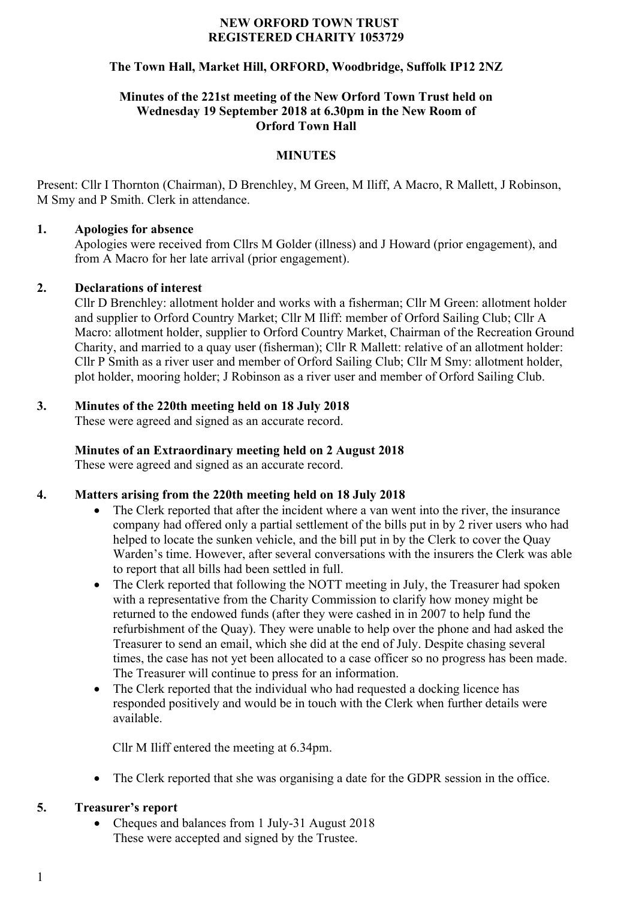**NEW ORFORD TOWN TRUST**
**REGISTERED CHARITY 1053729**

**The Town Hall, Market Hill, ORFORD, Woodbridge, Suffolk IP12 2NZ**

**Minutes of the 221st meeting of the New Orford Town Trust held on Wednesday 19 September 2018 at 6.30pm in the New Room of Orford Town Hall**

**MINUTES**

Present: Cllr I Thornton (Chairman), D Brenchley, M Green, M Iliff, A Macro, R Mallett, J Robinson, M Smy and P Smith. Clerk in attendance.

## 1. Apologies for absence

Apologies were received from Cllrs M Golder (illness) and J Howard (prior engagement), and from A Macro for her late arrival (prior engagement).

## 2. Declarations of interest

Cllr D Brenchley: allotment holder and works with a fisherman; Cllr M Green: allotment holder and supplier to Orford Country Market; Cllr M Iliff: member of Orford Sailing Club; Cllr A Macro: allotment holder, supplier to Orford Country Market, Chairman of the Recreation Ground Charity, and married to a quay user (fisherman); Cllr R Mallett: relative of an allotment holder: Cllr P Smith as a river user and member of Orford Sailing Club; Cllr M Smy: allotment holder, plot holder, mooring holder; J Robinson as a river user and member of Orford Sailing Club.

## 3. Minutes of the 220th meeting held on 18 July 2018

These were agreed and signed as an accurate record.

**Minutes of an Extraordinary meeting held on 2 August 2018**

These were agreed and signed as an accurate record.

## 4. Matters arising from the 220th meeting held on 18 July 2018

- The Clerk reported that after the incident where a van went into the river, the insurance company had offered only a partial settlement of the bills put in by 2 river users who had helped to locate the sunken vehicle, and the bill put in by the Clerk to cover the Quay Warden's time. However, after several conversations with the insurers the Clerk was able to report that all bills had been settled in full.
- The Clerk reported that following the NOTT meeting in July, the Treasurer had spoken with a representative from the Charity Commission to clarify how money might be returned to the endowed funds (after they were cashed in in 2007 to help fund the refurbishment of the Quay). They were unable to help over the phone and had asked the Treasurer to send an email, which she did at the end of July. Despite chasing several times, the case has not yet been allocated to a case officer so no progress has been made. The Treasurer will continue to press for an information.
- The Clerk reported that the individual who had requested a docking licence has responded positively and would be in touch with the Clerk when further details were available.

  Cllr M Iliff entered the meeting at 6.34pm.

- The Clerk reported that she was organising a date for the GDPR session in the office.

## 5. Treasurer's report

- Cheques and balances from 1 July-31 August 2018
  These were accepted and signed by the Trustee.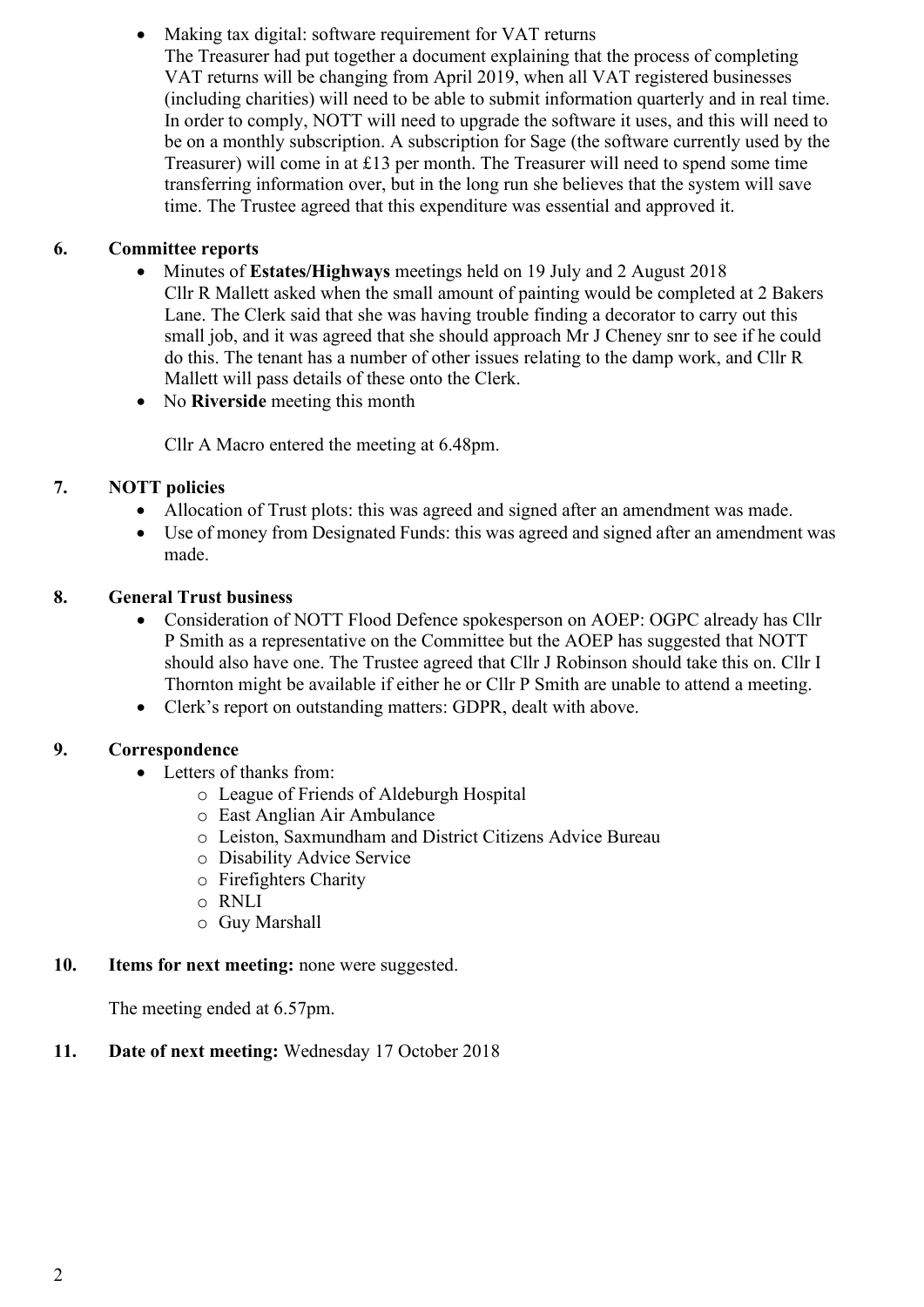- Making tax digital: software requirement for VAT returns
  The Treasurer had put together a document explaining that the process of completing VAT returns will be changing from April 2019, when all VAT registered businesses (including charities) will need to be able to submit information quarterly and in real time. In order to comply, NOTT will need to upgrade the software it uses, and this will need to be on a monthly subscription. A subscription for Sage (the software currently used by the Treasurer) will come in at £13 per month. The Treasurer will need to spend some time transferring information over, but in the long run she believes that the system will save time. The Trustee agreed that this expenditure was essential and approved it.

**6. Committee reports**

- Minutes of **Estates/Highways** meetings held on 19 July and 2 August 2018
  Cllr R Mallett asked when the small amount of painting would be completed at 2 Bakers Lane. The Clerk said that she was having trouble finding a decorator to carry out this small job, and it was agreed that she should approach Mr J Cheney snr to see if he could do this. The tenant has a number of other issues relating to the damp work, and Cllr R Mallett will pass details of these onto the Clerk.
- No **Riverside** meeting this month

Cllr A Macro entered the meeting at 6.48pm.

**7. NOTT policies**

- Allocation of Trust plots: this was agreed and signed after an amendment was made.
- Use of money from Designated Funds: this was agreed and signed after an amendment was made.

**8. General Trust business**

- Consideration of NOTT Flood Defence spokesperson on AOEP: OGPC already has Cllr P Smith as a representative on the Committee but the AOEP has suggested that NOTT should also have one. The Trustee agreed that Cllr J Robinson should take this on. Cllr I Thornton might be available if either he or Cllr P Smith are unable to attend a meeting.
- Clerk's report on outstanding matters: GDPR, dealt with above.

**9. Correspondence**

- Letters of thanks from:
  - League of Friends of Aldeburgh Hospital
  - East Anglian Air Ambulance
  - Leiston, Saxmundham and District Citizens Advice Bureau
  - Disability Advice Service
  - Firefighters Charity
  - RNLI
  - Guy Marshall

**10. Items for next meeting:** none were suggested.

The meeting ended at 6.57pm.

**11. Date of next meeting:** Wednesday 17 October 2018